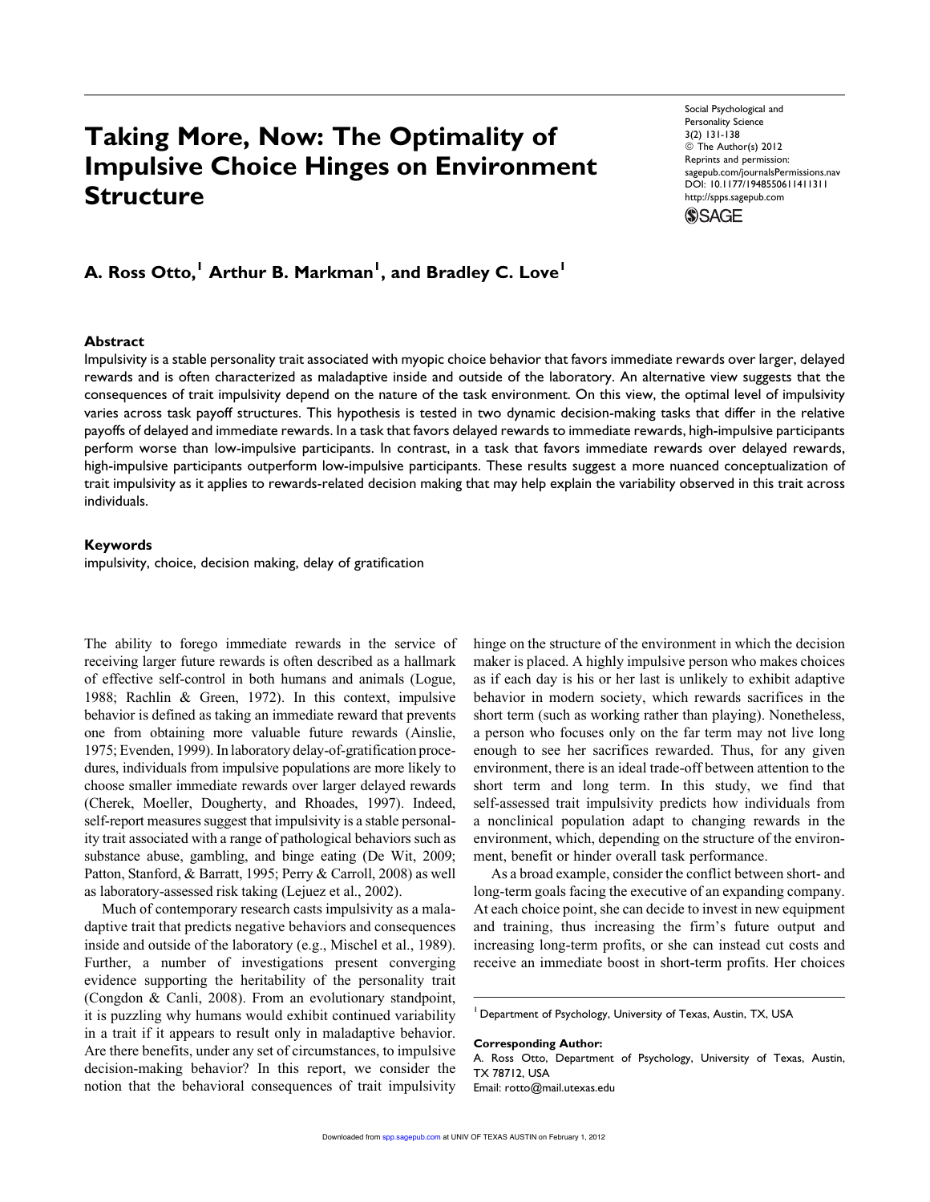# Taking More, Now: The Optimality of Impulsive Choice Hinges on Environment Structure

Social Psychological and Personality Science
3(2) 131-138
© The Author(s) 2012
Reprints and permission: sagepub.com/journalsPermissions.nav
DOI: 10.1177/1948550611411311
http://spps.sagepub.com

**A. Ross Otto,[1] Arthur B. Markman[1], and Bradley C. Love[1]**

## Abstract

Impulsivity is a stable personality trait associated with myopic choice behavior that favors immediate rewards over larger, delayed rewards and is often characterized as maladaptive inside and outside of the laboratory. An alternative view suggests that the consequences of trait impulsivity depend on the nature of the task environment. On this view, the optimal level of impulsivity varies across task payoff structures. This hypothesis is tested in two dynamic decision-making tasks that differ in the relative payoffs of delayed and immediate rewards. In a task that favors delayed rewards to immediate rewards, high-impulsive participants perform worse than low-impulsive participants. In contrast, in a task that favors immediate rewards over delayed rewards, high-impulsive participants outperform low-impulsive participants. These results suggest a more nuanced conceptualization of trait impulsivity as it applies to rewards-related decision making that may help explain the variability observed in this trait across individuals.

## Keywords

impulsivity, choice, decision making, delay of gratification

The ability to forego immediate rewards in the service of receiving larger future rewards is often described as a hallmark of effective self-control in both humans and animals (Logue, 1988; Rachlin & Green, 1972). In this context, impulsive behavior is defined as taking an immediate reward that prevents one from obtaining more valuable future rewards (Ainslie, 1975; Evenden, 1999). In laboratory delay-of-gratification procedures, individuals from impulsive populations are more likely to choose smaller immediate rewards over larger delayed rewards (Cherek, Moeller, Dougherty, and Rhoades, 1997). Indeed, self-report measures suggest that impulsivity is a stable personality trait associated with a range of pathological behaviors such as substance abuse, gambling, and binge eating (De Wit, 2009; Patton, Stanford, & Barratt, 1995; Perry & Carroll, 2008) as well as laboratory-assessed risk taking (Lejuez et al., 2002).

Much of contemporary research casts impulsivity as a maladaptive trait that predicts negative behaviors and consequences inside and outside of the laboratory (e.g., Mischel et al., 1989). Further, a number of investigations present converging evidence supporting the heritability of the personality trait (Congdon & Canli, 2008). From an evolutionary standpoint, it is puzzling why humans would exhibit continued variability in a trait if it appears to result only in maladaptive behavior. Are there benefits, under any set of circumstances, to impulsive decision-making behavior? In this report, we consider the notion that the behavioral consequences of trait impulsivity hinge on the structure of the environment in which the decision maker is placed. A highly impulsive person who makes choices as if each day is his or her last is unlikely to exhibit adaptive behavior in modern society, which rewards sacrifices in the short term (such as working rather than playing). Nonetheless, a person who focuses only on the far term may not live long enough to see her sacrifices rewarded. Thus, for any given environment, there is an ideal trade-off between attention to the short term and long term. In this study, we find that self-assessed trait impulsivity predicts how individuals from a nonclinical population adapt to changing rewards in the environment, which, depending on the structure of the environment, benefit or hinder overall task performance.

As a broad example, consider the conflict between short- and long-term goals facing the executive of an expanding company. At each choice point, she can decide to invest in new equipment and training, thus increasing the firm's future output and increasing long-term profits, or she can instead cut costs and receive an immediate boost in short-term profits. Her choices

[1] Department of Psychology, University of Texas, Austin, TX, USA

**Corresponding Author:**
A. Ross Otto, Department of Psychology, University of Texas, Austin, TX 78712, USA
Email: rotto@mail.utexas.edu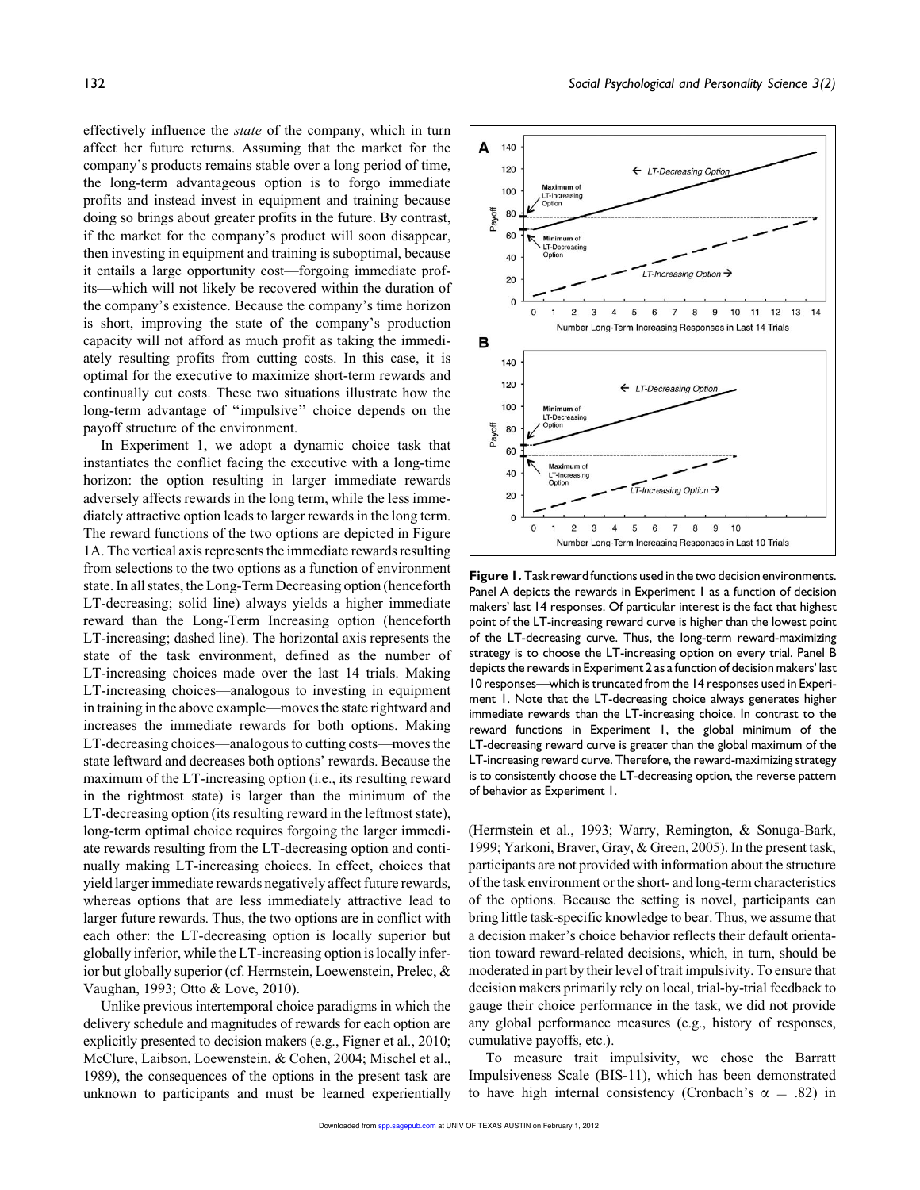effectively influence the *state* of the company, which in turn affect her future returns. Assuming that the market for the company's products remains stable over a long period of time, the long-term advantageous option is to forgo immediate profits and instead invest in equipment and training because doing so brings about greater profits in the future. By contrast, if the market for the company's product will soon disappear, then investing in equipment and training is suboptimal, because it entails a large opportunity cost—forgoing immediate profits—which will not likely be recovered within the duration of the company's existence. Because the company's time horizon is short, improving the state of the company's production capacity will not afford as much profit as taking the immediately resulting profits from cutting costs. In this case, it is optimal for the executive to maximize short-term rewards and continually cut costs. These two situations illustrate how the long-term advantage of "impulsive" choice depends on the payoff structure of the environment.

In Experiment 1, we adopt a dynamic choice task that instantiates the conflict facing the executive with a long-time horizon: the option resulting in larger immediate rewards adversely affects rewards in the long term, while the less immediately attractive option leads to larger rewards in the long term. The reward functions of the two options are depicted in Figure 1A. The vertical axis represents the immediate rewards resulting from selections to the two options as a function of environment state. In all states, the Long-Term Decreasing option (henceforth LT-decreasing; solid line) always yields a higher immediate reward than the Long-Term Increasing option (henceforth LT-increasing; dashed line). The horizontal axis represents the state of the task environment, defined as the number of LT-increasing choices made over the last 14 trials. Making LT-increasing choices—analogous to investing in equipment in training in the above example—moves the state rightward and increases the immediate rewards for both options. Making LT-decreasing choices—analogous to cutting costs—moves the state leftward and decreases both options' rewards. Because the maximum of the LT-increasing option (i.e., its resulting reward in the rightmost state) is larger than the minimum of the LT-decreasing option (its resulting reward in the leftmost state), long-term optimal choice requires forgoing the larger immediate rewards resulting from the LT-decreasing option and continually making LT-increasing choices. In effect, choices that yield larger immediate rewards negatively affect future rewards, whereas options that are less immediately attractive lead to larger future rewards. Thus, the two options are in conflict with each other: the LT-decreasing option is locally superior but globally inferior, while the LT-increasing option is locally inferior but globally superior (cf. Herrnstein, Loewenstein, Prelec, & Vaughan, 1993; Otto & Love, 2010).

Unlike previous intertemporal choice paradigms in which the delivery schedule and magnitudes of rewards for each option are explicitly presented to decision makers (e.g., Figner et al., 2010; McClure, Laibson, Loewenstein, & Cohen, 2004; Mischel et al., 1989), the consequences of the options in the present task are unknown to participants and must be learned experientially (Herrnstein et al., 1993; Warry, Remington, & Sonuga-Bark, 1999; Yarkoni, Braver, Gray, & Green, 2005). In the present task, participants are not provided with information about the structure of the task environment or the short- and long-term characteristics of the options. Because the setting is novel, participants can bring little task-specific knowledge to bear. Thus, we assume that a decision maker's choice behavior reflects their default orientation toward reward-related decisions, which, in turn, should be moderated in part by their level of trait impulsivity. To ensure that decision makers primarily rely on local, trial-by-trial feedback to gauge their choice performance in the task, we did not provide any global performance measures (e.g., history of responses, cumulative payoffs, etc.).

To measure trait impulsivity, we chose the Barratt Impulsiveness Scale (BIS-11), which has been demonstrated to have high internal consistency (Cronbach's $\alpha$ = .82) in

**Figure 1.** Task reward functions used in the two decision environments. Panel A depicts the rewards in Experiment 1 as a function of decision makers' last 14 responses. Of particular interest is the fact that highest point of the LT-increasing reward curve is higher than the lowest point of the LT-decreasing curve. Thus, the long-term reward-maximizing strategy is to choose the LT-increasing option on every trial. Panel B depicts the rewards in Experiment 2 as a function of decision makers' last 10 responses—which is truncated from the 14 responses used in Experiment 1. Note that the LT-decreasing choice always generates higher immediate rewards than the LT-increasing choice. In contrast to the reward functions in Experiment 1, the global minimum of the LT-decreasing reward curve is greater than the global maximum of the LT-increasing reward curve. Therefore, the reward-maximizing strategy is to consistently choose the LT-decreasing option, the reverse pattern of behavior as Experiment 1.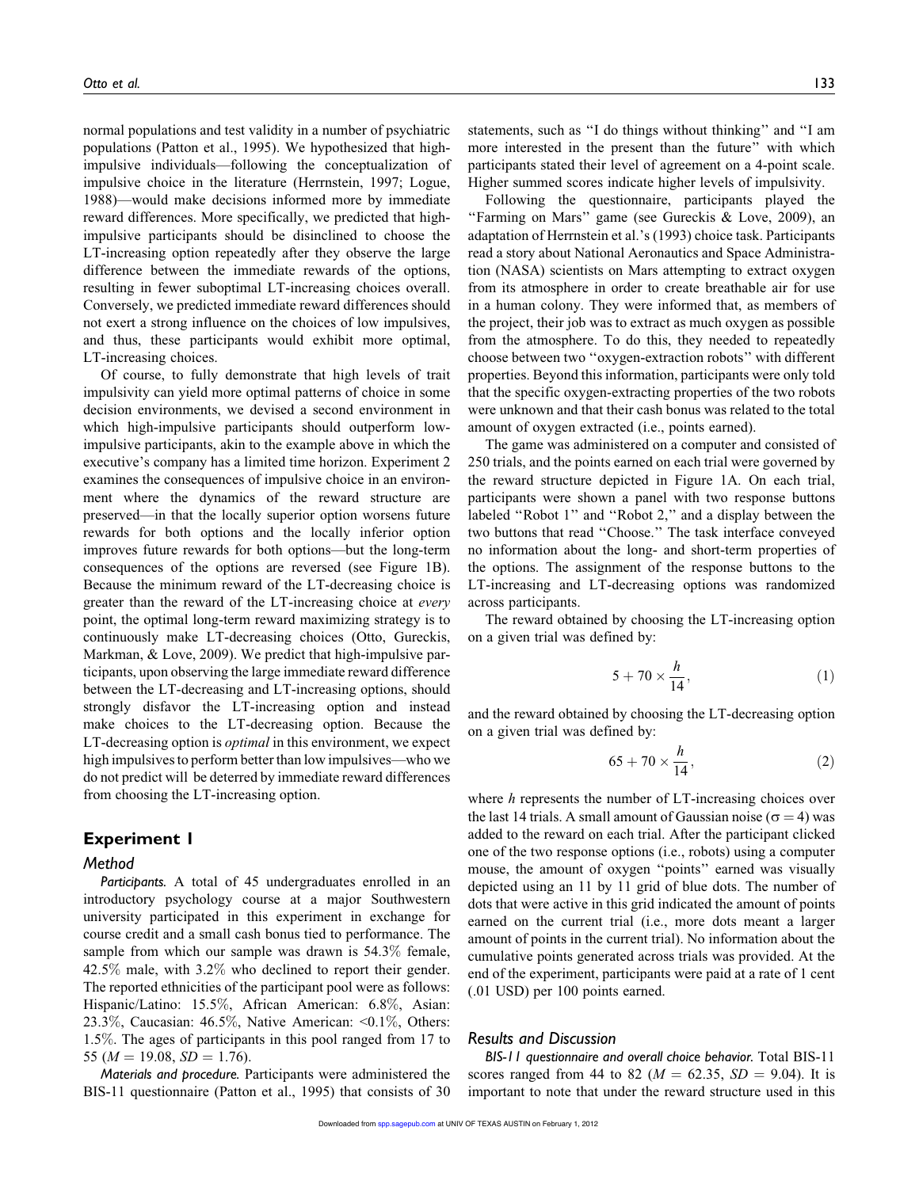normal populations and test validity in a number of psychiatric populations (Patton et al., 1995). We hypothesized that high-impulsive individuals—following the conceptualization of impulsive choice in the literature (Herrnstein, 1997; Logue, 1988)—would make decisions informed more by immediate reward differences. More specifically, we predicted that high-impulsive participants should be disinclined to choose the LT-increasing option repeatedly after they observe the large difference between the immediate rewards of the options, resulting in fewer suboptimal LT-increasing choices overall. Conversely, we predicted immediate reward differences should not exert a strong influence on the choices of low impulsives, and thus, these participants would exhibit more optimal, LT-increasing choices.

Of course, to fully demonstrate that high levels of trait impulsivity can yield more optimal patterns of choice in some decision environments, we devised a second environment in which high-impulsive participants should outperform low-impulsive participants, akin to the example above in which the executive's company has a limited time horizon. Experiment 2 examines the consequences of impulsive choice in an environment where the dynamics of the reward structure are preserved—in that the locally superior option worsens future rewards for both options and the locally inferior option improves future rewards for both options—but the long-term consequences of the options are reversed (see Figure 1B). Because the minimum reward of the LT-decreasing choice is greater than the reward of the LT-increasing choice at *every* point, the optimal long-term reward maximizing strategy is to continuously make LT-decreasing choices (Otto, Gureckis, Markman, & Love, 2009). We predict that high-impulsive participants, upon observing the large immediate reward difference between the LT-decreasing and LT-increasing options, should strongly disfavor the LT-increasing option and instead make choices to the LT-decreasing option. Because the LT-decreasing option is *optimal* in this environment, we expect high impulsives to perform better than low impulsives—who we do not predict will be deterred by immediate reward differences from choosing the LT-increasing option.

## Experiment 1

### Method

***Participants.*** A total of 45 undergraduates enrolled in an introductory psychology course at a major Southwestern university participated in this experiment in exchange for course credit and a small cash bonus tied to performance. The sample from which our sample was drawn is 54.3% female, 42.5% male, with 3.2% who declined to report their gender. The reported ethnicities of the participant pool were as follows: Hispanic/Latino: 15.5%, African American: 6.8%, Asian: 23.3%, Caucasian: 46.5%, Native American: <0.1%, Others: 1.5%. The ages of participants in this pool ranged from 17 to 55 ($M = 19.08$, $SD = 1.76$).

***Materials and procedure.*** Participants were administered the BIS-11 questionnaire (Patton et al., 1995) that consists of 30 statements, such as "I do things without thinking" and "I am more interested in the present than the future" with which participants stated their level of agreement on a 4-point scale. Higher summed scores indicate higher levels of impulsivity.

Following the questionnaire, participants played the "Farming on Mars" game (see Gureckis & Love, 2009), an adaptation of Herrnstein et al.'s (1993) choice task. Participants read a story about National Aeronautics and Space Administration (NASA) scientists on Mars attempting to extract oxygen from its atmosphere in order to create breathable air for use in a human colony. They were informed that, as members of the project, their job was to extract as much oxygen as possible from the atmosphere. To do this, they needed to repeatedly choose between two "oxygen-extraction robots" with different properties. Beyond this information, participants were only told that the specific oxygen-extracting properties of the two robots were unknown and that their cash bonus was related to the total amount of oxygen extracted (i.e., points earned).

The game was administered on a computer and consisted of 250 trials, and the points earned on each trial were governed by the reward structure depicted in Figure 1A. On each trial, participants were shown a panel with two response buttons labeled "Robot 1" and "Robot 2," and a display between the two buttons that read "Choose." The task interface conveyed no information about the long- and short-term properties of the options. The assignment of the response buttons to the LT-increasing and LT-decreasing options was randomized across participants.

The reward obtained by choosing the LT-increasing option on a given trial was defined by:

$$5 + 70 \times \frac{h}{14}, \tag{1}$$

and the reward obtained by choosing the LT-decreasing option on a given trial was defined by:

$$65 + 70 \times \frac{h}{14}, \tag{2}$$

where $h$ represents the number of LT-increasing choices over the last 14 trials. A small amount of Gaussian noise ($\sigma = 4$) was added to the reward on each trial. After the participant clicked one of the two response options (i.e., robots) using a computer mouse, the amount of oxygen "points" earned was visually depicted using an 11 by 11 grid of blue dots. The number of dots that were active in this grid indicated the amount of points earned on the current trial (i.e., more dots meant a larger amount of points in the current trial). No information about the cumulative points generated across trials was provided. At the end of the experiment, participants were paid at a rate of 1 cent (.01 USD) per 100 points earned.

### Results and Discussion

***BIS-11 questionnaire and overall choice behavior.*** Total BIS-11 scores ranged from 44 to 82 ($M = 62.35$, $SD = 9.04$). It is important to note that under the reward structure used in this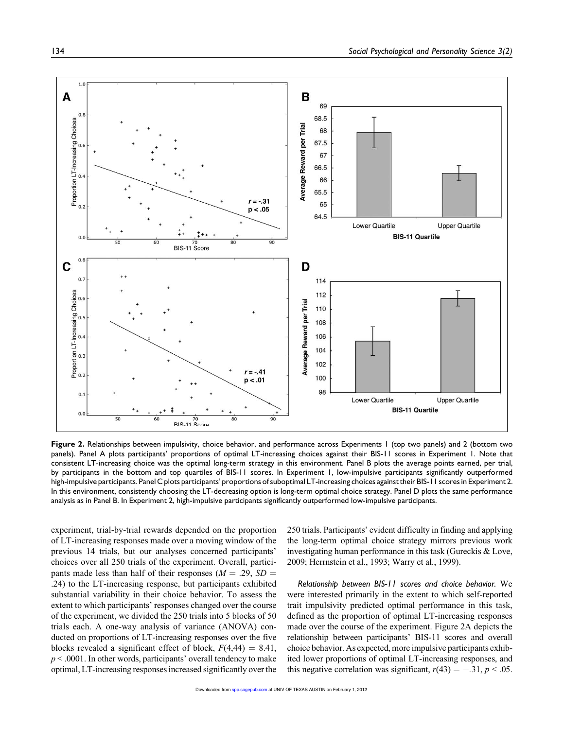**Figure 2.** Relationships between impulsivity, choice behavior, and performance across Experiments 1 (top two panels) and 2 (bottom two panels). Panel A plots participants' proportions of optimal LT-increasing choices against their BIS-11 scores in Experiment 1. Note that consistent LT-increasing choice was the optimal long-term strategy in this environment. Panel B plots the average points earned, per trial, by participants in the bottom and top quartiles of BIS-11 scores. In Experiment 1, low-impulsive participants significantly outperformed high-impulsive participants. Panel C plots participants' proportions of suboptimal LT-increasing choices against their BIS-11 scores in Experiment 2. In this environment, consistently choosing the LT-decreasing option is long-term optimal choice strategy. Panel D plots the same performance analysis as in Panel B. In Experiment 2, high-impulsive participants significantly outperformed low-impulsive participants.

experiment, trial-by-trial rewards depended on the proportion of LT-increasing responses made over a moving window of the previous 14 trials, but our analyses concerned participants' choices over all 250 trials of the experiment. Overall, participants made less than half of their responses ($M = .29$, $SD = .24$) to the LT-increasing response, but participants exhibited substantial variability in their choice behavior. To assess the extent to which participants' responses changed over the course of the experiment, we divided the 250 trials into 5 blocks of 50 trials each. A one-way analysis of variance (ANOVA) conducted on proportions of LT-increasing responses over the five blocks revealed a significant effect of block, $F(4,44) = 8.41$, $p < .0001$. In other words, participants' overall tendency to make optimal, LT-increasing responses increased significantly over the 250 trials. Participants' evident difficulty in finding and applying the long-term optimal choice strategy mirrors previous work investigating human performance in this task (Gureckis & Love, 2009; Herrnstein et al., 1993; Warry et al., 1999).

*Relationship between BIS-11 scores and choice behavior.* We were interested primarily in the extent to which self-reported trait impulsivity predicted optimal performance in this task, defined as the proportion of optimal LT-increasing responses made over the course of the experiment. Figure 2A depicts the relationship between participants' BIS-11 scores and overall choice behavior. As expected, more impulsive participants exhibited lower proportions of optimal LT-increasing responses, and this negative correlation was significant, $r(43) = -.31$, $p < .05$.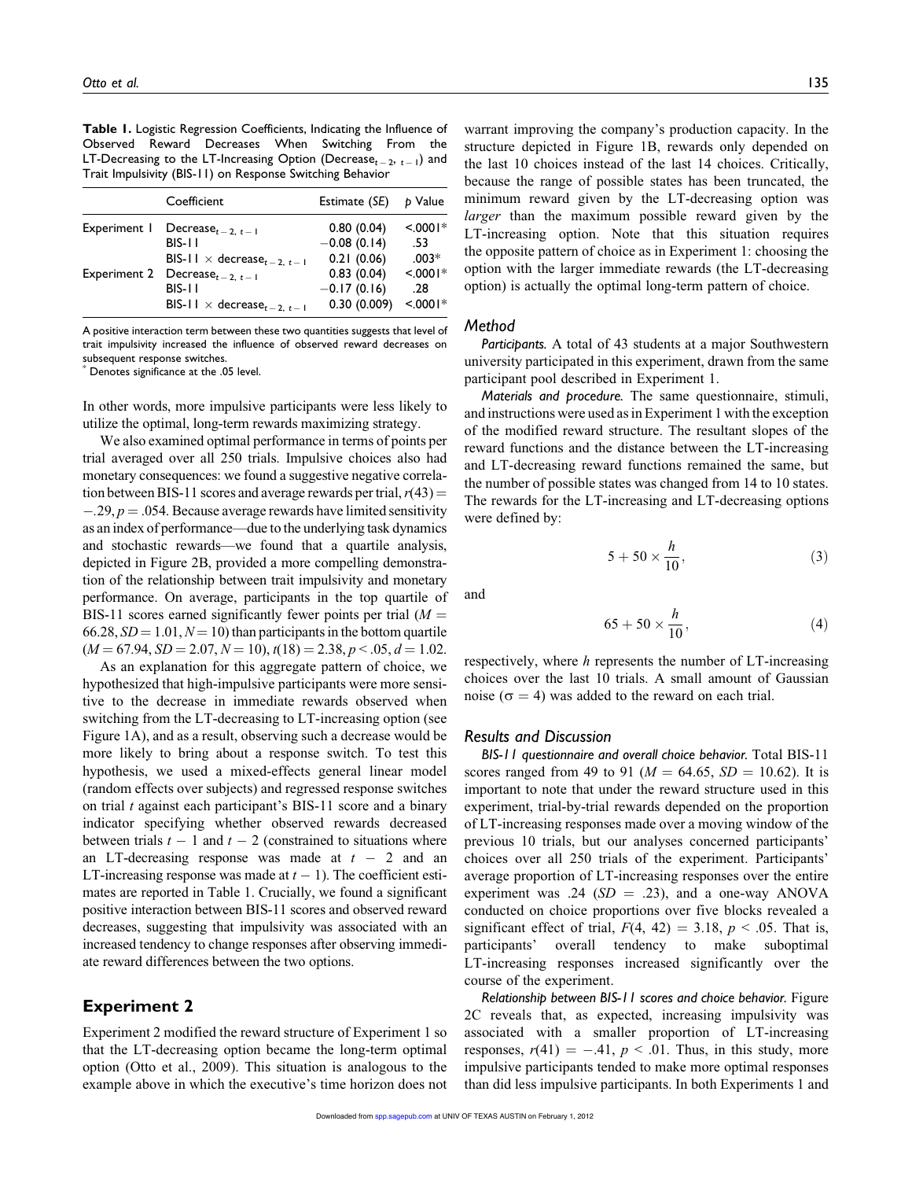**Table 1.** Logistic Regression Coefficients, Indicating the Influence of Observed Reward Decreases When Switching From the LT-Decreasing to the LT-Increasing Option ($\text{Decrease}_{t-2,\, t-1}$) and Trait Impulsivity (BIS-11) on Response Switching Behavior

| | Coefficient | Estimate (SE) | p Value |
|---|---|---|---|
| Experiment 1 | $\text{Decrease}_{t-2,\, t-1}$ | 0.80 (0.04) | <.0001* |
| | BIS-11 | −0.08 (0.14) | .53 |
| | BIS-11 × $\text{decrease}_{t-2,\, t-1}$ | 0.21 (0.06) | .003* |
| Experiment 2 | $\text{Decrease}_{t-2,\, t-1}$ | 0.83 (0.04) | <.0001* |
| | BIS-11 | −0.17 (0.16) | .28 |
| | BIS-11 × $\text{decrease}_{t-2,\, t-1}$ | 0.30 (0.009) | <.0001* |

A positive interaction term between these two quantities suggests that level of trait impulsivity increased the influence of observed reward decreases on subsequent response switches.
\* Denotes significance at the .05 level.

In other words, more impulsive participants were less likely to utilize the optimal, long-term rewards maximizing strategy.

We also examined optimal performance in terms of points per trial averaged over all 250 trials. Impulsive choices also had monetary consequences: we found a suggestive negative correlation between BIS-11 scores and average rewards per trial, $r(43) = -.29$, $p = .054$. Because average rewards have limited sensitivity as an index of performance—due to the underlying task dynamics and stochastic rewards—we found that a quartile analysis, depicted in Figure 2B, provided a more compelling demonstration of the relationship between trait impulsivity and monetary performance. On average, participants in the top quartile of BIS-11 scores earned significantly fewer points per trial ($M = 66.28$, $SD = 1.01$, $N = 10$) than participants in the bottom quartile ($M = 67.94$, $SD = 2.07$, $N = 10$), $t(18) = 2.38$, $p < .05$, $d = 1.02$.

As an explanation for this aggregate pattern of choice, we hypothesized that high-impulsive participants were more sensitive to the decrease in immediate rewards observed when switching from the LT-decreasing to LT-increasing option (see Figure 1A), and as a result, observing such a decrease would be more likely to bring about a response switch. To test this hypothesis, we used a mixed-effects general linear model (random effects over subjects) and regressed response switches on trial $t$ against each participant's BIS-11 score and a binary indicator specifying whether observed rewards decreased between trials $t-1$ and $t-2$ (constrained to situations where an LT-decreasing response was made at $t-2$ and an LT-increasing response was made at $t-1$). The coefficient estimates are reported in Table 1. Crucially, we found a significant positive interaction between BIS-11 scores and observed reward decreases, suggesting that impulsivity was associated with an increased tendency to change responses after observing immediate reward differences between the two options.

## Experiment 2

Experiment 2 modified the reward structure of Experiment 1 so that the LT-decreasing option became the long-term optimal option (Otto et al., 2009). This situation is analogous to the example above in which the executive's time horizon does not warrant improving the company's production capacity. In the structure depicted in Figure 1B, rewards only depended on the last 10 choices instead of the last 14 choices. Critically, because the range of possible states has been truncated, the minimum reward given by the LT-decreasing option was *larger* than the maximum possible reward given by the LT-increasing option. Note that this situation requires the opposite pattern of choice as in Experiment 1: choosing the option with the larger immediate rewards (the LT-decreasing option) is actually the optimal long-term pattern of choice.

### Method

*Participants.* A total of 43 students at a major Southwestern university participated in this experiment, drawn from the same participant pool described in Experiment 1.

*Materials and procedure.* The same questionnaire, stimuli, and instructions were used as in Experiment 1 with the exception of the modified reward structure. The resultant slopes of the reward functions and the distance between the LT-increasing and LT-decreasing reward functions remained the same, but the number of possible states was changed from 14 to 10 states. The rewards for the LT-increasing and LT-decreasing options were defined by:

$$5 + 50 \times \frac{h}{10}, \tag{3}$$

and

$$65 + 50 \times \frac{h}{10}, \tag{4}$$

respectively, where $h$ represents the number of LT-increasing choices over the last 10 trials. A small amount of Gaussian noise ($\sigma = 4$) was added to the reward on each trial.

### Results and Discussion

*BIS-11 questionnaire and overall choice behavior.* Total BIS-11 scores ranged from 49 to 91 ($M = 64.65$, $SD = 10.62$). It is important to note that under the reward structure used in this experiment, trial-by-trial rewards depended on the proportion of LT-increasing responses made over a moving window of the previous 10 trials, but our analyses concerned participants' choices over all 250 trials of the experiment. Participants' average proportion of LT-increasing responses over the entire experiment was .24 ($SD = .23$), and a one-way ANOVA conducted on choice proportions over five blocks revealed a significant effect of trial, $F(4, 42) = 3.18$, $p < .05$. That is, participants' overall tendency to make suboptimal LT-increasing responses increased significantly over the course of the experiment.

*Relationship between BIS-11 scores and choice behavior.* Figure 2C reveals that, as expected, increasing impulsivity was associated with a smaller proportion of LT-increasing responses, $r(41) = -.41$, $p < .01$. Thus, in this study, more impulsive participants tended to make more optimal responses than did less impulsive participants. In both Experiments 1 and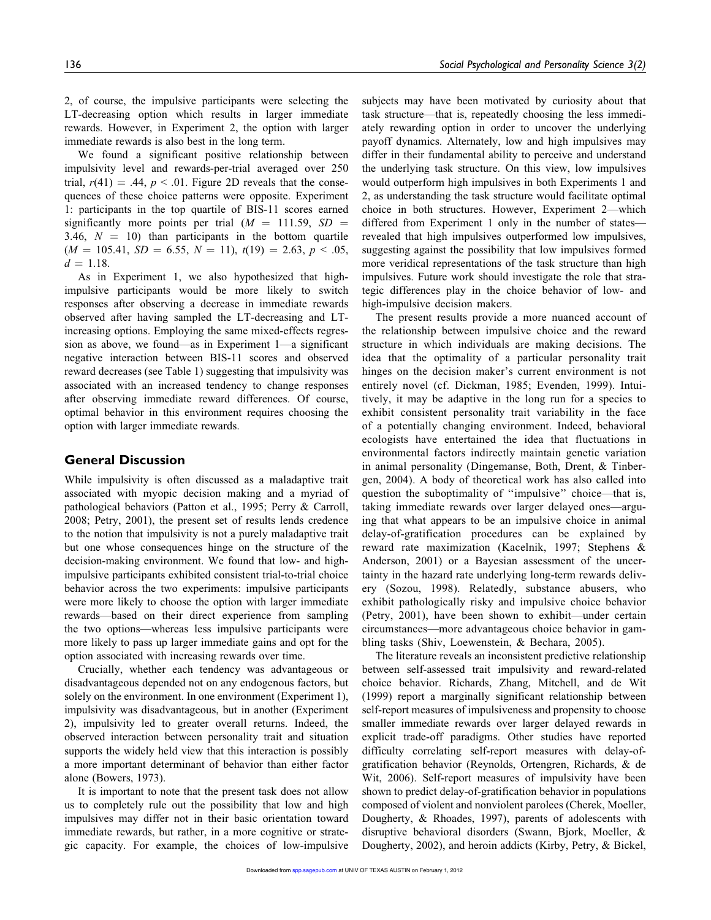2, of course, the impulsive participants were selecting the LT-decreasing option which results in larger immediate rewards. However, in Experiment 2, the option with larger immediate rewards is also best in the long term.

We found a significant positive relationship between impulsivity level and rewards-per-trial averaged over 250 trial, $r(41) = .44$, $p < .01$. Figure 2D reveals that the consequences of these choice patterns were opposite. Experiment 1: participants in the top quartile of BIS-11 scores earned significantly more points per trial ($M = 111.59$, $SD = 3.46$, $N = 10$) than participants in the bottom quartile ($M = 105.41$, $SD = 6.55$, $N = 11$), $t(19) = 2.63$, $p < .05$, $d = 1.18$.

As in Experiment 1, we also hypothesized that high-impulsive participants would be more likely to switch responses after observing a decrease in immediate rewards observed after having sampled the LT-decreasing and LT-increasing options. Employing the same mixed-effects regression as above, we found—as in Experiment 1—a significant negative interaction between BIS-11 scores and observed reward decreases (see Table 1) suggesting that impulsivity was associated with an increased tendency to change responses after observing immediate reward differences. Of course, optimal behavior in this environment requires choosing the option with larger immediate rewards.

## General Discussion

While impulsivity is often discussed as a maladaptive trait associated with myopic decision making and a myriad of pathological behaviors (Patton et al., 1995; Perry & Carroll, 2008; Petry, 2001), the present set of results lends credence to the notion that impulsivity is not a purely maladaptive trait but one whose consequences hinge on the structure of the decision-making environment. We found that low- and high-impulsive participants exhibited consistent trial-to-trial choice behavior across the two experiments: impulsive participants were more likely to choose the option with larger immediate rewards—based on their direct experience from sampling the two options—whereas less impulsive participants were more likely to pass up larger immediate gains and opt for the option associated with increasing rewards over time.

Crucially, whether each tendency was advantageous or disadvantageous depended not on any endogenous factors, but solely on the environment. In one environment (Experiment 1), impulsivity was disadvantageous, but in another (Experiment 2), impulsivity led to greater overall returns. Indeed, the observed interaction between personality trait and situation supports the widely held view that this interaction is possibly a more important determinant of behavior than either factor alone (Bowers, 1973).

It is important to note that the present task does not allow us to completely rule out the possibility that low and high impulsives may differ not in their basic orientation toward immediate rewards, but rather, in a more cognitive or strategic capacity. For example, the choices of low-impulsive subjects may have been motivated by curiosity about that task structure—that is, repeatedly choosing the less immediately rewarding option in order to uncover the underlying payoff dynamics. Alternately, low and high impulsives may differ in their fundamental ability to perceive and understand the underlying task structure. On this view, low impulsives would outperform high impulsives in both Experiments 1 and 2, as understanding the task structure would facilitate optimal choice in both structures. However, Experiment 2—which differed from Experiment 1 only in the number of states—revealed that high impulsives outperformed low impulsives, suggesting against the possibility that low impulsives formed more veridical representations of the task structure than high impulsives. Future work should investigate the role that strategic differences play in the choice behavior of low- and high-impulsive decision makers.

The present results provide a more nuanced account of the relationship between impulsive choice and the reward structure in which individuals are making decisions. The idea that the optimality of a particular personality trait hinges on the decision maker's current environment is not entirely novel (cf. Dickman, 1985; Evenden, 1999). Intuitively, it may be adaptive in the long run for a species to exhibit consistent personality trait variability in the face of a potentially changing environment. Indeed, behavioral ecologists have entertained the idea that fluctuations in environmental factors indirectly maintain genetic variation in animal personality (Dingemanse, Both, Drent, & Tinbergen, 2004). A body of theoretical work has also called into question the suboptimality of ''impulsive'' choice—that is, taking immediate rewards over larger delayed ones—arguing that what appears to be an impulsive choice in animal delay-of-gratification procedures can be explained by reward rate maximization (Kacelnik, 1997; Stephens & Anderson, 2001) or a Bayesian assessment of the uncertainty in the hazard rate underlying long-term rewards delivery (Sozou, 1998). Relatedly, substance abusers, who exhibit pathologically risky and impulsive choice behavior (Petry, 2001), have been shown to exhibit—under certain circumstances—more advantageous choice behavior in gambling tasks (Shiv, Loewenstein, & Bechara, 2005).

The literature reveals an inconsistent predictive relationship between self-assessed trait impulsivity and reward-related choice behavior. Richards, Zhang, Mitchell, and de Wit (1999) report a marginally significant relationship between self-report measures of impulsiveness and propensity to choose smaller immediate rewards over larger delayed rewards in explicit trade-off paradigms. Other studies have reported difficulty correlating self-report measures with delay-of-gratification behavior (Reynolds, Ortengren, Richards, & de Wit, 2006). Self-report measures of impulsivity have been shown to predict delay-of-gratification behavior in populations composed of violent and nonviolent parolees (Cherek, Moeller, Dougherty, & Rhoades, 1997), parents of adolescents with disruptive behavioral disorders (Swann, Bjork, Moeller, & Dougherty, 2002), and heroin addicts (Kirby, Petry, & Bickel,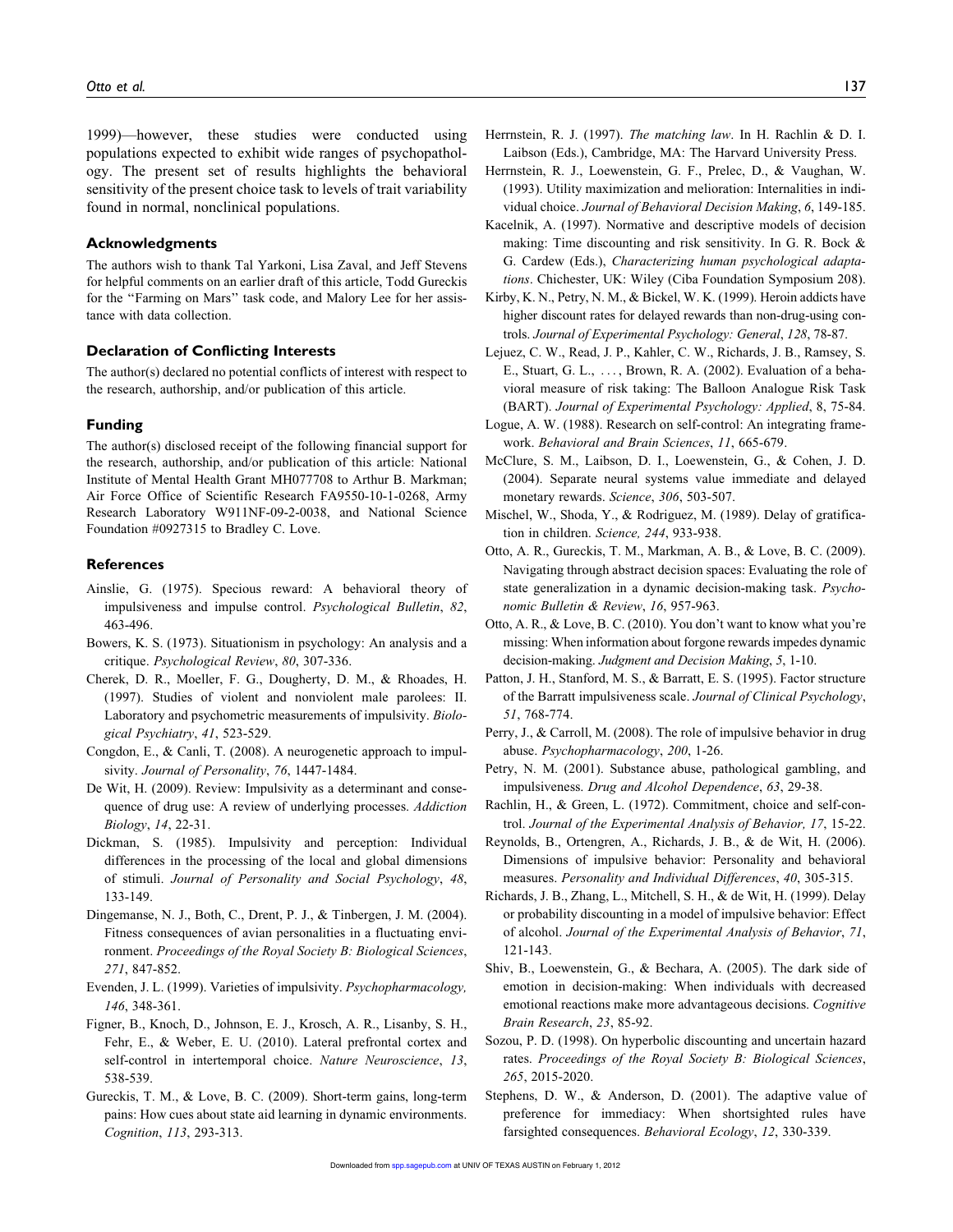1999)—however, these studies were conducted using populations expected to exhibit wide ranges of psychopathology. The present set of results highlights the behavioral sensitivity of the present choice task to levels of trait variability found in normal, nonclinical populations.

## Acknowledgments

The authors wish to thank Tal Yarkoni, Lisa Zaval, and Jeff Stevens for helpful comments on an earlier draft of this article, Todd Gureckis for the "Farming on Mars" task code, and Malory Lee for her assistance with data collection.

## Declaration of Conflicting Interests

The author(s) declared no potential conflicts of interest with respect to the research, authorship, and/or publication of this article.

## Funding

The author(s) disclosed receipt of the following financial support for the research, authorship, and/or publication of this article: National Institute of Mental Health Grant MH077708 to Arthur B. Markman; Air Force Office of Scientific Research FA9550-10-1-0268, Army Research Laboratory W911NF-09-2-0038, and National Science Foundation #0927315 to Bradley C. Love.

## References

Ainslie, G. (1975). Specious reward: A behavioral theory of impulsiveness and impulse control. *Psychological Bulletin*, *82*, 463-496.

Bowers, K. S. (1973). Situationism in psychology: An analysis and a critique. *Psychological Review*, *80*, 307-336.

Cherek, D. R., Moeller, F. G., Dougherty, D. M., & Rhoades, H. (1997). Studies of violent and nonviolent male parolees: II. Laboratory and psychometric measurements of impulsivity. *Biological Psychiatry*, *41*, 523-529.

Congdon, E., & Canli, T. (2008). A neurogenetic approach to impulsivity. *Journal of Personality*, *76*, 1447-1484.

De Wit, H. (2009). Review: Impulsivity as a determinant and consequence of drug use: A review of underlying processes. *Addiction Biology*, *14*, 22-31.

Dickman, S. (1985). Impulsivity and perception: Individual differences in the processing of the local and global dimensions of stimuli. *Journal of Personality and Social Psychology*, *48*, 133-149.

Dingemanse, N. J., Both, C., Drent, P. J., & Tinbergen, J. M. (2004). Fitness consequences of avian personalities in a fluctuating environment. *Proceedings of the Royal Society B: Biological Sciences*, *271*, 847-852.

Evenden, J. L. (1999). Varieties of impulsivity. *Psychopharmacology, 146*, 348-361.

Figner, B., Knoch, D., Johnson, E. J., Krosch, A. R., Lisanby, S. H., Fehr, E., & Weber, E. U. (2010). Lateral prefrontal cortex and self-control in intertemporal choice. *Nature Neuroscience*, *13*, 538-539.

Gureckis, T. M., & Love, B. C. (2009). Short-term gains, long-term pains: How cues about state aid learning in dynamic environments. *Cognition*, *113*, 293-313.

Herrnstein, R. J. (1997). *The matching law*. In H. Rachlin & D. I. Laibson (Eds.), Cambridge, MA: The Harvard University Press.

Herrnstein, R. J., Loewenstein, G. F., Prelec, D., & Vaughan, W. (1993). Utility maximization and melioration: Internalities in individual choice. *Journal of Behavioral Decision Making*, *6*, 149-185.

Kacelnik, A. (1997). Normative and descriptive models of decision making: Time discounting and risk sensitivity. In G. R. Bock & G. Cardew (Eds.), *Characterizing human psychological adaptations*. Chichester, UK: Wiley (Ciba Foundation Symposium 208).

Kirby, K. N., Petry, N. M., & Bickel, W. K. (1999). Heroin addicts have higher discount rates for delayed rewards than non-drug-using controls. *Journal of Experimental Psychology: General*, *128*, 78-87.

Lejuez, C. W., Read, J. P., Kahler, C. W., Richards, J. B., Ramsey, S. E., Stuart, G. L., . . . , Brown, R. A. (2002). Evaluation of a behavioral measure of risk taking: The Balloon Analogue Risk Task (BART). *Journal of Experimental Psychology: Applied*, 8, 75-84.

Logue, A. W. (1988). Research on self-control: An integrating framework. *Behavioral and Brain Sciences*, *11*, 665-679.

McClure, S. M., Laibson, D. I., Loewenstein, G., & Cohen, J. D. (2004). Separate neural systems value immediate and delayed monetary rewards. *Science*, *306*, 503-507.

Mischel, W., Shoda, Y., & Rodriguez, M. (1989). Delay of gratification in children. *Science, 244*, 933-938.

Otto, A. R., Gureckis, T. M., Markman, A. B., & Love, B. C. (2009). Navigating through abstract decision spaces: Evaluating the role of state generalization in a dynamic decision-making task. *Psychonomic Bulletin & Review*, *16*, 957-963.

Otto, A. R., & Love, B. C. (2010). You don't want to know what you're missing: When information about forgone rewards impedes dynamic decision-making. *Judgment and Decision Making*, *5*, 1-10.

Patton, J. H., Stanford, M. S., & Barratt, E. S. (1995). Factor structure of the Barratt impulsiveness scale. *Journal of Clinical Psychology*, *51*, 768-774.

Perry, J., & Carroll, M. (2008). The role of impulsive behavior in drug abuse. *Psychopharmacology*, *200*, 1-26.

Petry, N. M. (2001). Substance abuse, pathological gambling, and impulsiveness. *Drug and Alcohol Dependence*, *63*, 29-38.

Rachlin, H., & Green, L. (1972). Commitment, choice and self-control. *Journal of the Experimental Analysis of Behavior, 17*, 15-22.

Reynolds, B., Ortengren, A., Richards, J. B., & de Wit, H. (2006). Dimensions of impulsive behavior: Personality and behavioral measures. *Personality and Individual Differences*, *40*, 305-315.

Richards, J. B., Zhang, L., Mitchell, S. H., & de Wit, H. (1999). Delay or probability discounting in a model of impulsive behavior: Effect of alcohol. *Journal of the Experimental Analysis of Behavior*, *71*, 121-143.

Shiv, B., Loewenstein, G., & Bechara, A. (2005). The dark side of emotion in decision-making: When individuals with decreased emotional reactions make more advantageous decisions. *Cognitive Brain Research*, *23*, 85-92.

Sozou, P. D. (1998). On hyperbolic discounting and uncertain hazard rates. *Proceedings of the Royal Society B: Biological Sciences*, *265*, 2015-2020.

Stephens, D. W., & Anderson, D. (2001). The adaptive value of preference for immediacy: When shortsighted rules have farsighted consequences. *Behavioral Ecology*, *12*, 330-339.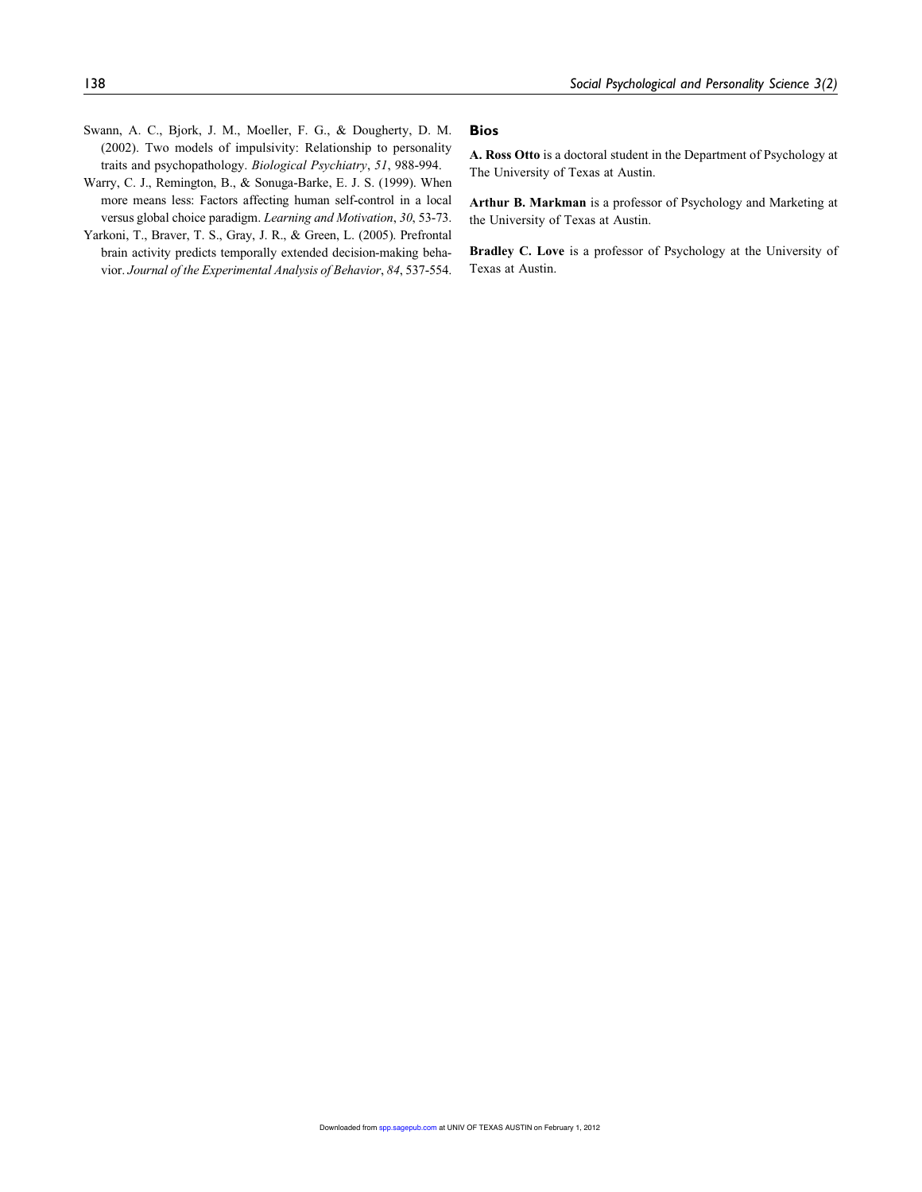Swann, A. C., Bjork, J. M., Moeller, F. G., & Dougherty, D. M. (2002). Two models of impulsivity: Relationship to personality traits and psychopathology. *Biological Psychiatry*, *51*, 988-994.

Warry, C. J., Remington, B., & Sonuga-Barke, E. J. S. (1999). When more means less: Factors affecting human self-control in a local versus global choice paradigm. *Learning and Motivation*, *30*, 53-73.

Yarkoni, T., Braver, T. S., Gray, J. R., & Green, L. (2005). Prefrontal brain activity predicts temporally extended decision-making behavior. *Journal of the Experimental Analysis of Behavior*, *84*, 537-554.

## Bios

**A. Ross Otto** is a doctoral student in the Department of Psychology at The University of Texas at Austin.

**Arthur B. Markman** is a professor of Psychology and Marketing at the University of Texas at Austin.

**Bradley C. Love** is a professor of Psychology at the University of Texas at Austin.